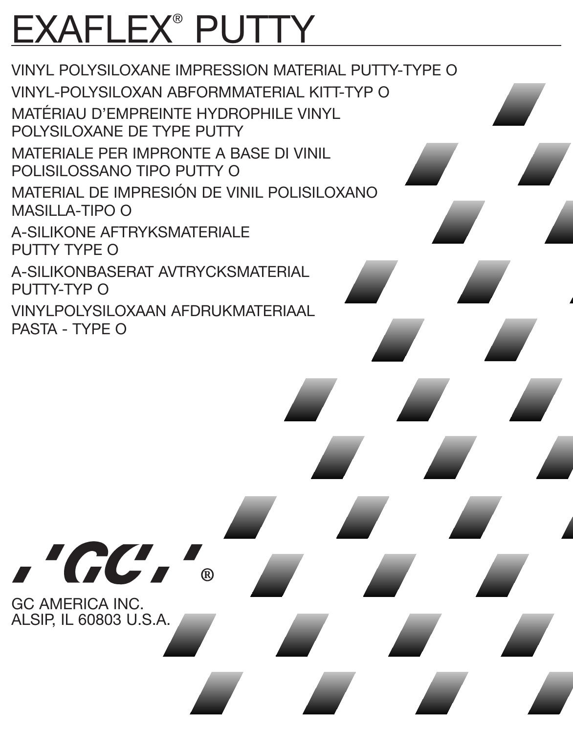# EXAFLEX® PUTTY

VINYL POLYSILOXANE IMPRESSION MATERIAL PUTTY-TYPE O

VINYL-POLYSILOXAN ABFORMMATERIAL KITT-TYP O

MATÉRIAU D'EMPREINTE HYDROPHILE VINYL POLYSILOXANE DE TYPE PUTTY

MATERIALE PER IMPRONTE A BASE DI VINIL POLISILOSSANO TIPO PUTTY O

MATERIAL DE IMPRESIÓN DE VINIL POLISILOXANO MASILLA-TIPO O

A-SILIKONE AFTRYKSMATERIALE PUTTY TYPE O

A-SILIKONBASERAT AVTRYCKSMATERIAL PUTTY-TYP O

VINYLPOLYSILOXAAN AFDRUKMATERIAAL PASTA - TYPE O

GC®

GC AMERICA INC.
ALSIP, IL 60803 U.S.A.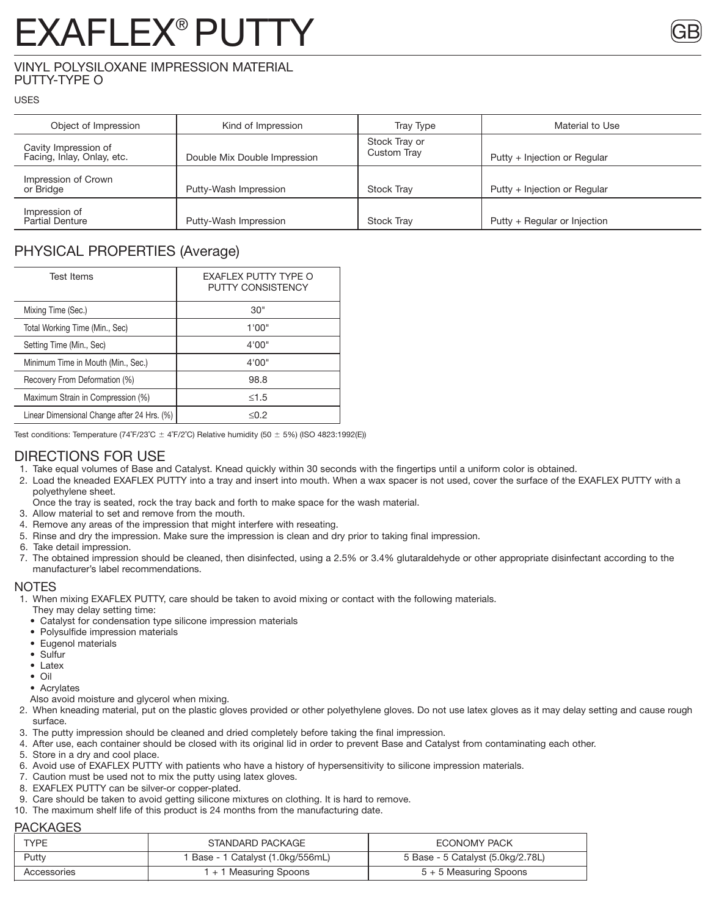# EXAFLEX® PUTTY

GB

## VINYL POLYSILOXANE IMPRESSION MATERIAL PUTTY-TYPE O

USES

| Object of Impression | Kind of Impression | Tray Type | Material to Use |
|---|---|---|---|
| Cavity Impression of Facing, Inlay, Onlay, etc. | Double Mix Double Impression | Stock Tray or Custom Tray | Putty + Injection or Regular |
| Impression of Crown or Bridge | Putty-Wash Impression | Stock Tray | Putty + Injection or Regular |
| Impression of Partial Denture | Putty-Wash Impression | Stock Tray | Putty + Regular or Injection |

## PHYSICAL PROPERTIES (Average)

| Test Items | EXAFLEX PUTTY TYPE O PUTTY CONSISTENCY |
|---|---|
| Mixing Time (Sec.) | 30" |
| Total Working Time (Min., Sec) | 1'00" |
| Setting Time (Min., Sec) | 4'00" |
| Minimum Time in Mouth (Min., Sec.) | 4'00" |
| Recovery From Deformation (%) | 98.8 |
| Maximum Strain in Compression (%) | ≤1.5 |
| Linear Dimensional Change after 24 Hrs. (%) | ≤0.2 |

Test conditions: Temperature (74˚F/23˚C ± 4˚F/2˚C) Relative humidity (50 ± 5%) (ISO 4823:1992(E))

## DIRECTIONS FOR USE

1. Take equal volumes of Base and Catalyst. Knead quickly within 30 seconds with the fingertips until a uniform color is obtained.
2. Load the kneaded EXAFLEX PUTTY into a tray and insert into mouth. When a wax spacer is not used, cover the surface of the EXAFLEX PUTTY with a polyethylene sheet.
   Once the tray is seated, rock the tray back and forth to make space for the wash material.
3. Allow material to set and remove from the mouth.
4. Remove any areas of the impression that might interfere with reseating.
5. Rinse and dry the impression. Make sure the impression is clean and dry prior to taking final impression.
6. Take detail impression.
7. The obtained impression should be cleaned, then disinfected, using a 2.5% or 3.4% glutaraldehyde or other appropriate disinfectant according to the manufacturer's label recommendations.

## NOTES

1. When mixing EXAFLEX PUTTY, care should be taken to avoid mixing or contact with the following materials.
   They may delay setting time:
   - Catalyst for condensation type silicone impression materials
   - Polysulfide impression materials
   - Eugenol materials
   - Sulfur
   - Latex
   - Oil
   - Acrylates

   Also avoid moisture and glycerol when mixing.
2. When kneading material, put on the plastic gloves provided or other polyethylene gloves. Do not use latex gloves as it may delay setting and cause rough surface.
3. The putty impression should be cleaned and dried completely before taking the final impression.
4. After use, each container should be closed with its original lid in order to prevent Base and Catalyst from contaminating each other.
5. Store in a dry and cool place.
6. Avoid use of EXAFLEX PUTTY with patients who have a history of hypersensitivity to silicone impression materials.
7. Caution must be used not to mix the putty using latex gloves.
8. EXAFLEX PUTTY can be silver-or copper-plated.
9. Care should be taken to avoid getting silicone mixtures on clothing. It is hard to remove.
10. The maximum shelf life of this product is 24 months from the manufacturing date.

## PACKAGES

| TYPE | STANDARD PACKAGE | ECONOMY PACK |
|---|---|---|
| Putty | 1 Base - 1 Catalyst (1.0kg/556mL) | 5 Base - 5 Catalyst (5.0kg/2.78L) |
| Accessories | 1 + 1 Measuring Spoons | 5 + 5 Measuring Spoons |